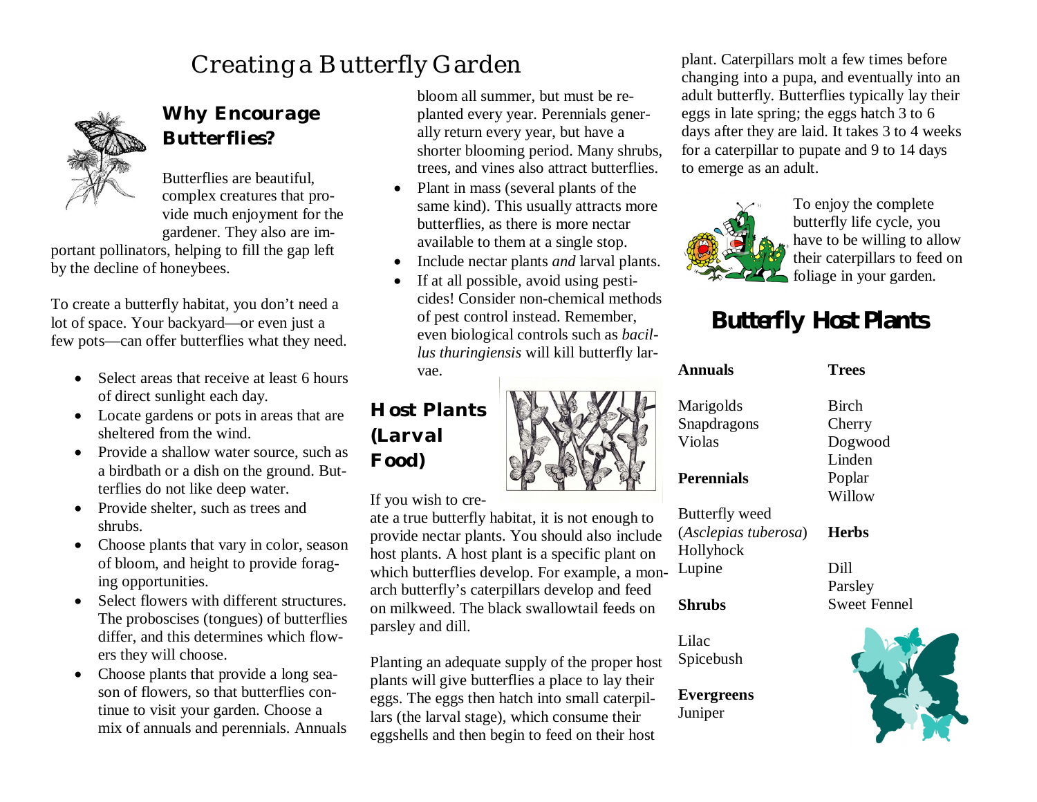# Creating a Butterfly Garden

## Why Encourage Butterflies?

Butterflies are beautiful, complex creatures that provide much enjoyment for the gardener. They also are important pollinators, helping to fill the gap left by the decline of honeybees.

To create a butterfly habitat, you don't need a lot of space. Your backyard—or even just a few pots—can offer butterflies what they need.

- Select areas that receive at least 6 hours of direct sunlight each day.
- Locate gardens or pots in areas that are sheltered from the wind.
- Provide a shallow water source, such as a birdbath or a dish on the ground. Butterflies do not like deep water.
- Provide shelter, such as trees and shrubs.
- Choose plants that vary in color, season of bloom, and height to provide foraging opportunities.
- Select flowers with different structures. The proboscises (tongues) of butterflies differ, and this determines which flowers they will choose.
- Choose plants that provide a long season of flowers, so that butterflies continue to visit your garden. Choose a mix of annuals and perennials. Annuals bloom all summer, but must be replanted every year. Perennials generally return every year, but have a shorter blooming period. Many shrubs, trees, and vines also attract butterflies.
- Plant in mass (several plants of the same kind). This usually attracts more butterflies, as there is more nectar available to them at a single stop.
- Include nectar plants *and* larval plants.
- If at all possible, avoid using pesticides! Consider non-chemical methods of pest control instead. Remember, even biological controls such as *bacillus thuringiensis* will kill butterfly larvae.

## Host Plants (Larval Food)

If you wish to create a true butterfly habitat, it is not enough to provide nectar plants. You should also include host plants. A host plant is a specific plant on which butterflies develop. For example, a monarch butterfly's caterpillars develop and feed on milkweed. The black swallowtail feeds on parsley and dill.

Planting an adequate supply of the proper host plants will give butterflies a place to lay their eggs. The eggs then hatch into small caterpillars (the larval stage), which consume their eggshells and then begin to feed on their host plant. Caterpillars molt a few times before changing into a pupa, and eventually into an adult butterfly. Butterflies typically lay their eggs in late spring; the eggs hatch 3 to 6 days after they are laid. It takes 3 to 4 weeks for a caterpillar to pupate and 9 to 14 days to emerge as an adult.

To enjoy the complete butterfly life cycle, you have to be willing to allow their caterpillars to feed on foliage in your garden.

## Butterfly Host Plants

**Annuals**

Marigolds
Snapdragons
Violas

**Perennials**

Butterfly weed (*Asclepias tuberosa*)
Hollyhock
Lupine

**Shrubs**

Lilac
Spicebush

**Evergreens**

Juniper

**Trees**

Birch
Cherry
Dogwood
Linden
Poplar
Willow

**Herbs**

Dill
Parsley
Sweet Fennel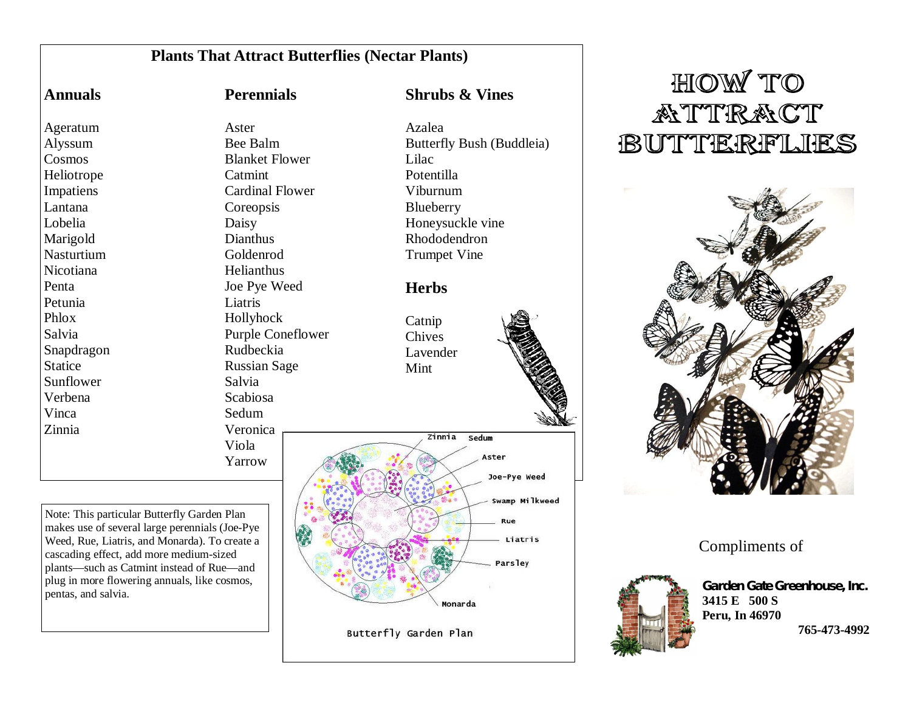## Plants That Attract Butterflies (Nectar Plants)

### Annuals

Ageratum
Alyssum
Cosmos
Heliotrope
Impatiens
Lantana
Lobelia
Marigold
Nasturtium
Nicotiana
Penta
Petunia
Phlox
Salvia
Snapdragon
Statice
Sunflower
Verbena
Vinca
Zinnia

### Perennials

Aster
Bee Balm
Blanket Flower
Catmint
Cardinal Flower
Coreopsis
Daisy
Dianthus
Goldenrod
Helianthus
Joe Pye Weed
Liatris
Hollyhock
Purple Coneflower
Rudbeckia
Russian Sage
Salvia
Scabiosa
Sedum
Veronica
Viola
Yarrow

### Shrubs & Vines

Azalea
Butterfly Bush (Buddleia)
Lilac
Potentilla
Viburnum
Blueberry
Honeysuckle vine
Rhododendron
Trumpet Vine

### Herbs

Catnip
Chives
Lavender
Mint

Note: This particular Butterfly Garden Plan makes use of several large perennials (Joe-Pye Weed, Rue, Liatris, and Monarda). To create a cascading effect, add more medium-sized plants—such as Catmint instead of Rue—and plug in more flowering annuals, like cosmos, pentas, and salvia.

Zinnia
Sedum
Aster
Joe-Pye Weed
Swamp Milkweed
Rue
Liatris
Parsley
Monarda

Butterfly Garden Plan

# HOW TO ATTRACT BUTTERFLIES

Compliments of

**Garden Gate Greenhouse, Inc.**
**3415 E 500 S**
**Peru, In 46970**
**765-473-4992**